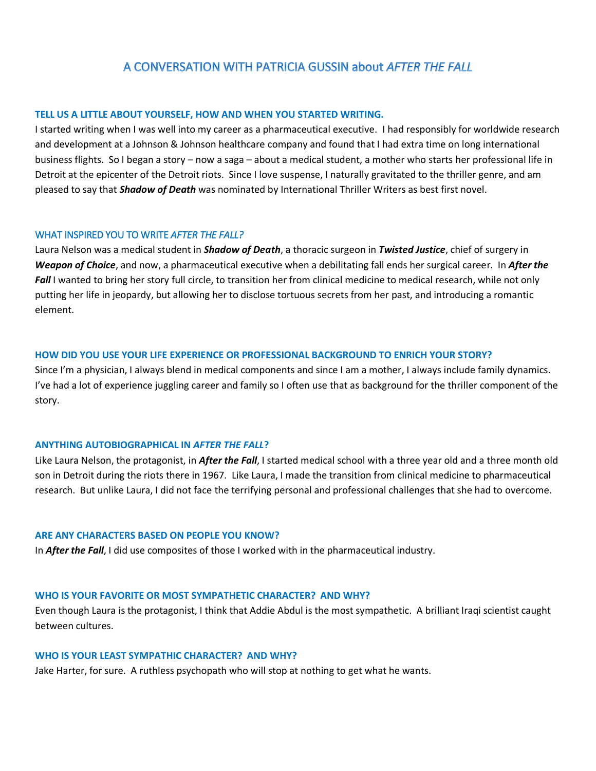# A CONVERSATION WITH PATRICIA GUSSIN about *AFTER THE FALL*

### TELL US A LITTLE ABOUT YOURSELF, HOW AND WHEN YOU STARTED WRITING.

I started writing when I was well into my career as a pharmaceutical executive. I had responsibly for worldwide research and development at a Johnson & Johnson healthcare company and found that I had extra time on long international business flights. So I began a story – now a saga – about a medical student, a mother who starts her professional life in Detroit at the epicenter of the Detroit riots. Since I love suspense, I naturally gravitated to the thriller genre, and am pleased to say that ***Shadow of Death*** was nominated by International Thriller Writers as best first novel.

### WHAT INSPIRED YOU TO WRITE *AFTER THE FALL?*

Laura Nelson was a medical student in ***Shadow of Death***, a thoracic surgeon in ***Twisted Justice***, chief of surgery in ***Weapon of Choice***, and now, a pharmaceutical executive when a debilitating fall ends her surgical career. In ***After the Fall*** I wanted to bring her story full circle, to transition her from clinical medicine to medical research, while not only putting her life in jeopardy, but allowing her to disclose tortuous secrets from her past, and introducing a romantic element.

### HOW DID YOU USE YOUR LIFE EXPERIENCE OR PROFESSIONAL BACKGROUND TO ENRICH YOUR STORY?

Since I'm a physician, I always blend in medical components and since I am a mother, I always include family dynamics. I've had a lot of experience juggling career and family so I often use that as background for the thriller component of the story.

### ANYTHING AUTOBIOGRAPHICAL IN *AFTER THE FALL*?

Like Laura Nelson, the protagonist, in ***After the Fall***, I started medical school with a three year old and a three month old son in Detroit during the riots there in 1967. Like Laura, I made the transition from clinical medicine to pharmaceutical research. But unlike Laura, I did not face the terrifying personal and professional challenges that she had to overcome.

### ARE ANY CHARACTERS BASED ON PEOPLE YOU KNOW?

In ***After the Fall***, I did use composites of those I worked with in the pharmaceutical industry.

### WHO IS YOUR FAVORITE OR MOST SYMPATHETIC CHARACTER? AND WHY?

Even though Laura is the protagonist, I think that Addie Abdul is the most sympathetic. A brilliant Iraqi scientist caught between cultures.

### WHO IS YOUR LEAST SYMPATHETIC CHARACTER? AND WHY?

Jake Harter, for sure. A ruthless psychopath who will stop at nothing to get what he wants.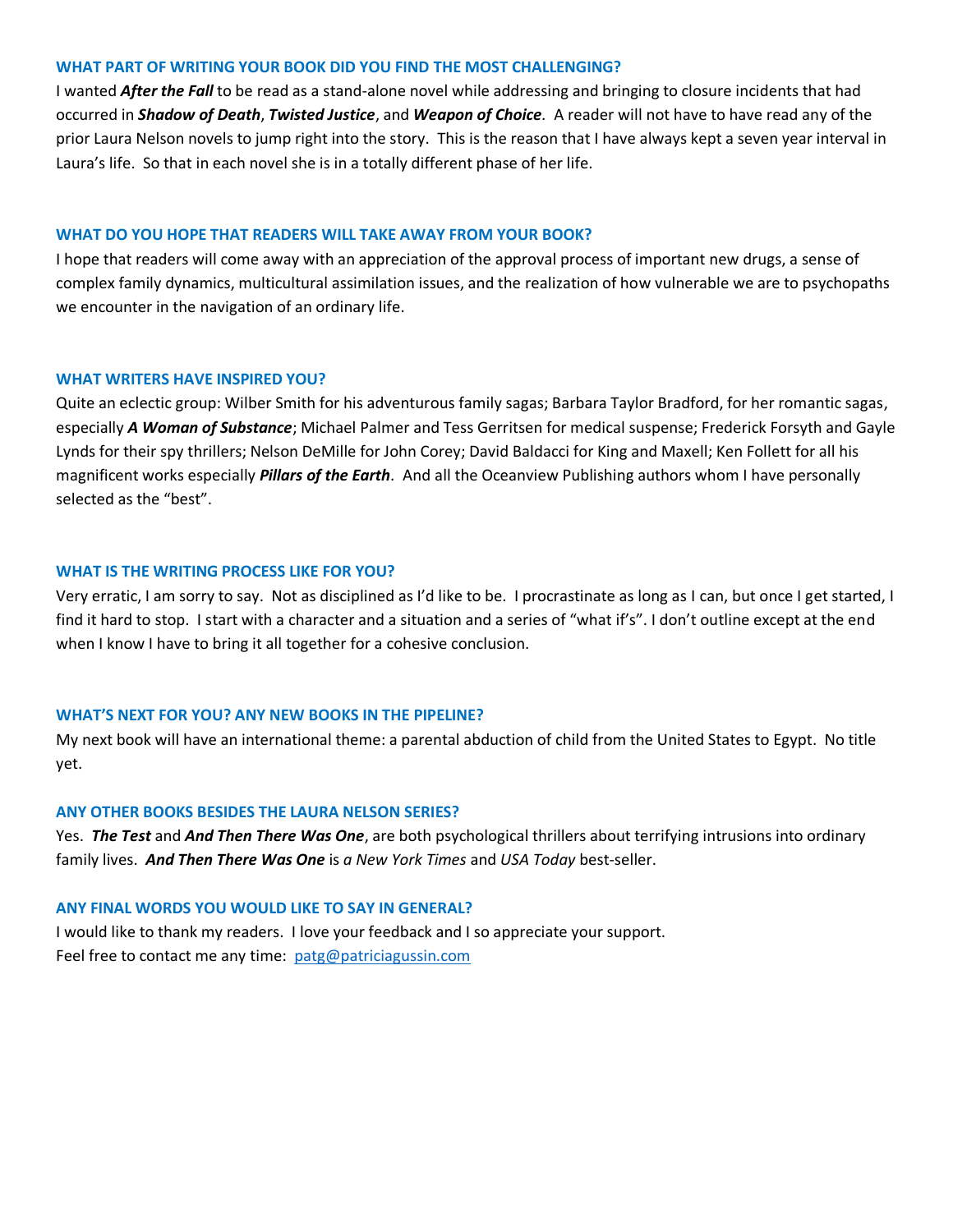### WHAT PART OF WRITING YOUR BOOK DID YOU FIND THE MOST CHALLENGING?

I wanted ***After the Fall*** to be read as a stand-alone novel while addressing and bringing to closure incidents that had occurred in ***Shadow of Death***, ***Twisted Justice***, and ***Weapon of Choice***. A reader will not have to have read any of the prior Laura Nelson novels to jump right into the story. This is the reason that I have always kept a seven year interval in Laura's life. So that in each novel she is in a totally different phase of her life.

### WHAT DO YOU HOPE THAT READERS WILL TAKE AWAY FROM YOUR BOOK?

I hope that readers will come away with an appreciation of the approval process of important new drugs, a sense of complex family dynamics, multicultural assimilation issues, and the realization of how vulnerable we are to psychopaths we encounter in the navigation of an ordinary life.

### WHAT WRITERS HAVE INSPIRED YOU?

Quite an eclectic group: Wilber Smith for his adventurous family sagas; Barbara Taylor Bradford, for her romantic sagas, especially ***A Woman of Substance***; Michael Palmer and Tess Gerritsen for medical suspense; Frederick Forsyth and Gayle Lynds for their spy thrillers; Nelson DeMille for John Corey; David Baldacci for King and Maxell; Ken Follett for all his magnificent works especially ***Pillars of the Earth***. And all the Oceanview Publishing authors whom I have personally selected as the "best".

### WHAT IS THE WRITING PROCESS LIKE FOR YOU?

Very erratic, I am sorry to say. Not as disciplined as I'd like to be. I procrastinate as long as I can, but once I get started, I find it hard to stop. I start with a character and a situation and a series of "what if's". I don't outline except at the end when I know I have to bring it all together for a cohesive conclusion.

### WHAT'S NEXT FOR YOU? ANY NEW BOOKS IN THE PIPELINE?

My next book will have an international theme: a parental abduction of child from the United States to Egypt. No title yet.

### ANY OTHER BOOKS BESIDES THE LAURA NELSON SERIES?

Yes. ***The Test*** and ***And Then There Was One***, are both psychological thrillers about terrifying intrusions into ordinary family lives. ***And Then There Was One*** is *a New York Times* and *USA Today* best-seller.

### ANY FINAL WORDS YOU WOULD LIKE TO SAY IN GENERAL?

I would like to thank my readers. I love your feedback and I so appreciate your support.
Feel free to contact me any time: patg@patriciagussin.com